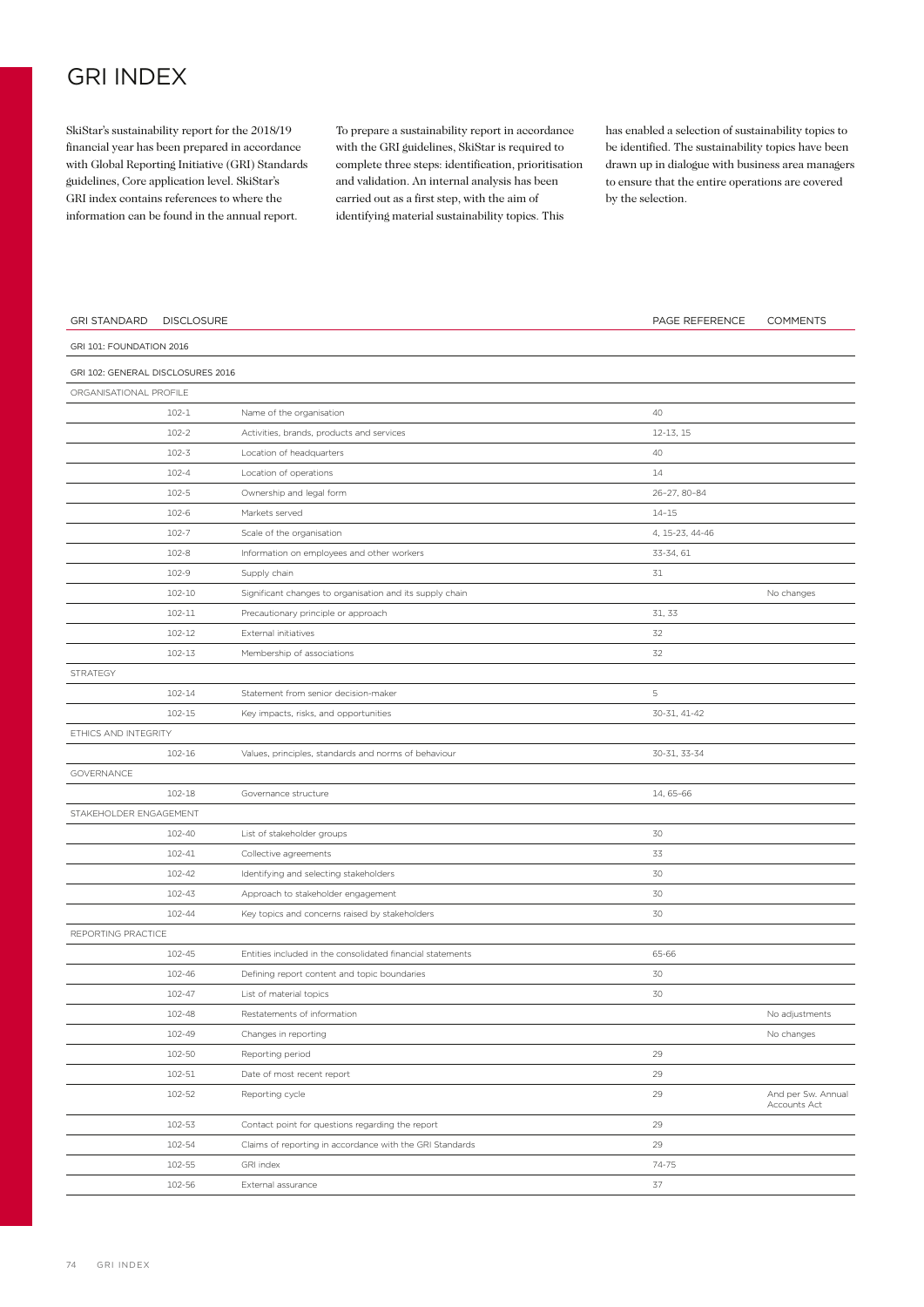# GRI INDEX

SkiStar's sustainability report for the 2018/19 financial year has been prepared in accordance with Global Reporting Initiative (GRI) Standards guidelines, Core application level. SkiStar's GRI index contains references to where the information can be found in the annual report.

To prepare a sustainability report in accordance with the GRI guidelines, SkiStar is required to complete three steps: identification, prioritisation and validation. An internal analysis has been carried out as a first step, with the aim of identifying material sustainability topics. This has enabled a selection of sustainability topics to be identified. The sustainability topics have been drawn up in dialogue with business area managers to ensure that the entire operations are covered by the selection.

| GRI STANDARD | DISCLOSURE | | PAGE REFERENCE | COMMENTS |
|---|---|---|---|---|
| GRI 101: FOUNDATION 2016 | | | | |
| GRI 102: GENERAL DISCLOSURES 2016 | | | | |
| ORGANISATIONAL PROFILE | | | | |
| | 102-1 | Name of the organisation | 40 | |
| | 102-2 | Activities, brands, products and services | 12-13, 15 | |
| | 102-3 | Location of headquarters | 40 | |
| | 102-4 | Location of operations | 14 | |
| | 102-5 | Ownership and legal form | 26–27, 80–84 | |
| | 102-6 | Markets served | 14–15 | |
| | 102-7 | Scale of the organisation | 4, 15-23, 44-46 | |
| | 102-8 | Information on employees and other workers | 33-34, 61 | |
| | 102-9 | Supply chain | 31 | |
| | 102-10 | Significant changes to organisation and its supply chain | | No changes |
| | 102-11 | Precautionary principle or approach | 31, 33 | |
| | 102-12 | External initiatives | 32 | |
| | 102-13 | Membership of associations | 32 | |
| STRATEGY | | | | |
| | 102-14 | Statement from senior decision-maker | 5 | |
| | 102-15 | Key impacts, risks, and opportunities | 30-31, 41-42 | |
| ETHICS AND INTEGRITY | | | | |
| | 102-16 | Values, principles, standards and norms of behaviour | 30-31, 33-34 | |
| GOVERNANCE | | | | |
| | 102-18 | Governance structure | 14, 65–66 | |
| STAKEHOLDER ENGAGEMENT | | | | |
| | 102-40 | List of stakeholder groups | 30 | |
| | 102-41 | Collective agreements | 33 | |
| | 102-42 | Identifying and selecting stakeholders | 30 | |
| | 102-43 | Approach to stakeholder engagement | 30 | |
| | 102-44 | Key topics and concerns raised by stakeholders | 30 | |
| REPORTING PRACTICE | | | | |
| | 102-45 | Entities included in the consolidated financial statements | 65-66 | |
| | 102-46 | Defining report content and topic boundaries | 30 | |
| | 102-47 | List of material topics | 30 | |
| | 102-48 | Restatements of information | | No adjustments |
| | 102-49 | Changes in reporting | | No changes |
| | 102-50 | Reporting period | 29 | |
| | 102-51 | Date of most recent report | 29 | |
| | 102-52 | Reporting cycle | 29 | And per Sw. Annual Accounts Act |
| | 102-53 | Contact point for questions regarding the report | 29 | |
| | 102-54 | Claims of reporting in accordance with the GRI Standards | 29 | |
| | 102-55 | GRI index | 74-75 | |
| | 102-56 | External assurance | 37 | |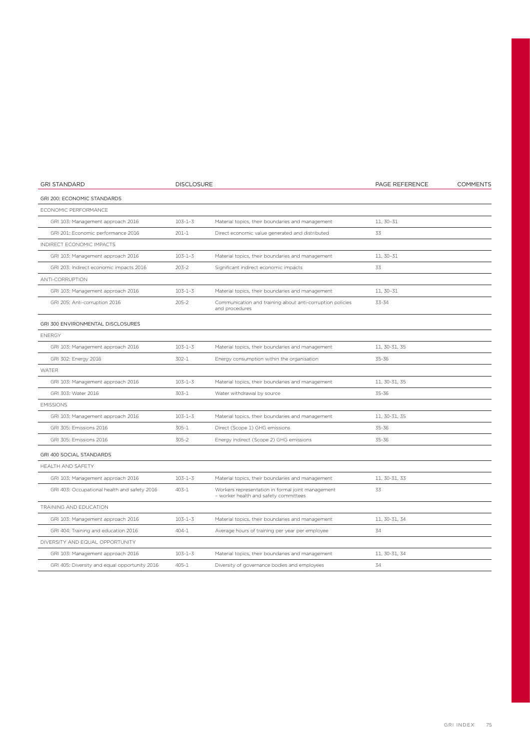| GRI STANDARD | DISCLOSURE | | PAGE REFERENCE | COMMENTS |
|---|---|---|---|---|
| GRI 200: ECONOMIC STANDARDS | | | | |
| ECONOMIC PERFORMANCE | | | | |
| GRI 103: Management approach 2016 | 103-1–3 | Material topics, their boundaries and management | 11, 30–31 | |
| GRI 201: Economic performance 2016 | 201-1 | Direct economic value generated and distributed | 33 | |
| INDIRECT ECONOMIC IMPACTS | | | | |
| GRI 103: Management approach 2016 | 103-1–3 | Material topics, their boundaries and management | 11, 30–31 | |
| GRI 203: Indirect economic impacts 2016 | 203-2 | Significant indirect economic impacts | 33 | |
| ANTI-CORRUPTION | | | | |
| GRI 103: Management approach 2016 | 103-1–3 | Material topics, their boundaries and management | 11, 30–31 | |
| GRI 205: Anti-corruption 2016 | 205-2 | Communication and training about anti-corruption policies and procedures | 33-34 | |
| GRI 300 ENVIRONMENTAL DISCLOSURES | | | | |
| ENERGY | | | | |
| GRI 103: Management approach 2016 | 103-1–3 | Material topics, their boundaries and management | 11, 30-31, 35 | |
| GRI 302: Energy 2016 | 302-1 | Energy consumption within the organisation | 35-36 | |
| WATER | | | | |
| GRI 103: Management approach 2016 | 103-1–3 | Material topics, their boundaries and management | 11, 30-31, 35 | |
| GRI 303: Water 2016 | 303-1 | Water withdrawal by source | 35-36 | |
| EMISSIONS | | | | |
| GRI 103: Management approach 2016 | 103-1–3 | Material topics, their boundaries and management | 11, 30-31, 35 | |
| GRI 305: Emissions 2016 | 305-1 | Direct (Scope 1) GHG emissions | 35-36 | |
| GRI 305: Emissions 2016 | 305-2 | Energy indirect (Scope 2) GHG emissions | 35-36 | |
| GRI 400 SOCIAL STANDARDS | | | | |
| HEALTH AND SAFETY | | | | |
| GRI 103: Management approach 2016 | 103-1–3 | Material topics, their boundaries and management | 11, 30-31, 33 | |
| GRI 403: Occupational health and safety 2016 | 403-1 | Workers representation in formal joint management – worker health and safety committees | 33 | |
| TRAINING AND EDUCATION | | | | |
| GRI 103: Management approach 2016 | 103-1–3 | Material topics, their boundaries and management | 11, 30-31, 34 | |
| GRI 404: Training and education 2016 | 404-1 | Average hours of training per year per employee | 34 | |
| DIVERSITY AND EQUAL OPPORTUNITY | | | | |
| GRI 103: Management approach 2016 | 103-1–3 | Material topics, their boundaries and management | 11, 30-31, 34 | |
| GRI 405: Diversity and equal opportunity 2016 | 405-1 | Diversity of governance bodies and employees | 34 | |